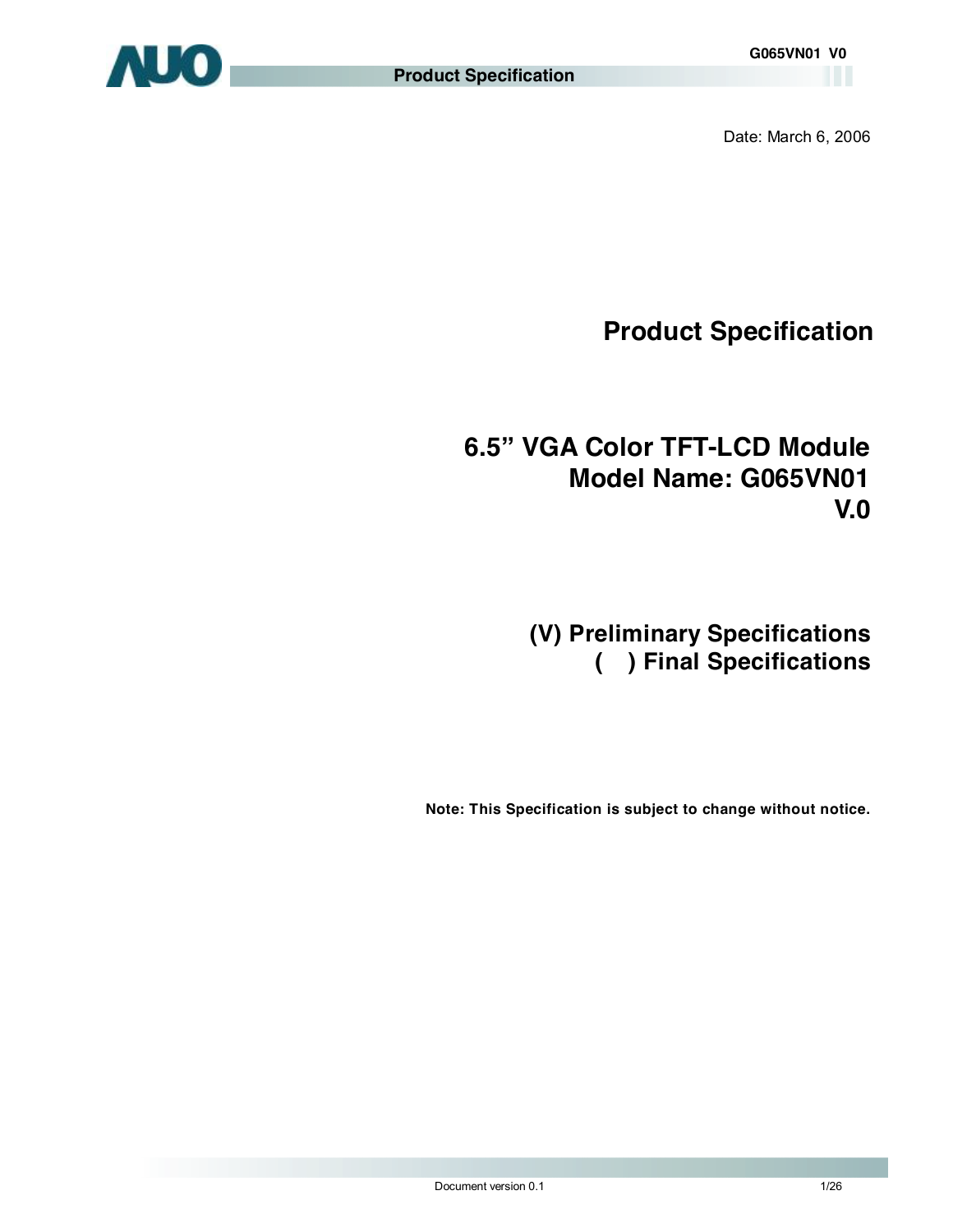Date: March 6, 2006

# Product Specification

## 6.5" VGA Color TFT-LCD Module
## Model Name: G065VN01
## V.0

**(V) Preliminary Specifications**
**( ) Final Specifications**

**Note: This Specification is subject to change without notice.**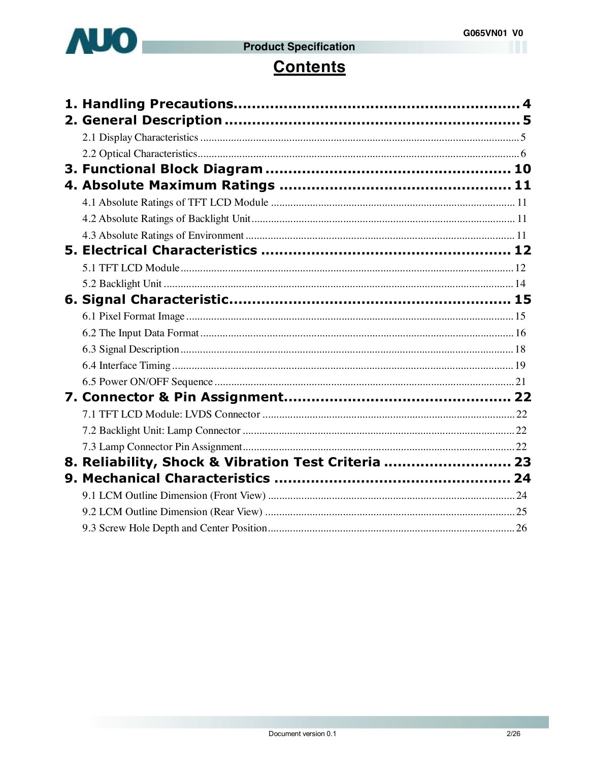# Contents

**1. Handling Precautions** ............................................................ 4

**2. General Description** ............................................................ 5

- 2.1 Display Characteristics ............................................................ 5
- 2.2 Optical Characteristics ............................................................ 6

**3. Functional Block Diagram** ............................................................ 10

**4. Absolute Maximum Ratings** ............................................................ 11

- 4.1 Absolute Ratings of TFT LCD Module ............................................................ 11
- 4.2 Absolute Ratings of Backlight Unit ............................................................ 11
- 4.3 Absolute Ratings of Environment ............................................................ 11

**5. Electrical Characteristics** ............................................................ 12

- 5.1 TFT LCD Module ............................................................ 12
- 5.2 Backlight Unit ............................................................ 14

**6. Signal Characteristic** ............................................................ 15

- 6.1 Pixel Format Image ............................................................ 15
- 6.2 The Input Data Format ............................................................ 16
- 6.3 Signal Description ............................................................ 18
- 6.4 Interface Timing ............................................................ 19
- 6.5 Power ON/OFF Sequence ............................................................ 21

**7. Connector & Pin Assignment** ............................................................ 22

- 7.1 TFT LCD Module: LVDS Connector ............................................................ 22
- 7.2 Backlight Unit: Lamp Connector ............................................................ 22
- 7.3 Lamp Connector Pin Assignment ............................................................ 22

**8. Reliability, Shock & Vibration Test Criteria** ............................................................ 23

**9. Mechanical Characteristics** ............................................................ 24

- 9.1 LCM Outline Dimension (Front View) ............................................................ 24
- 9.2 LCM Outline Dimension (Rear View) ............................................................ 25
- 9.3 Screw Hole Depth and Center Position ............................................................ 26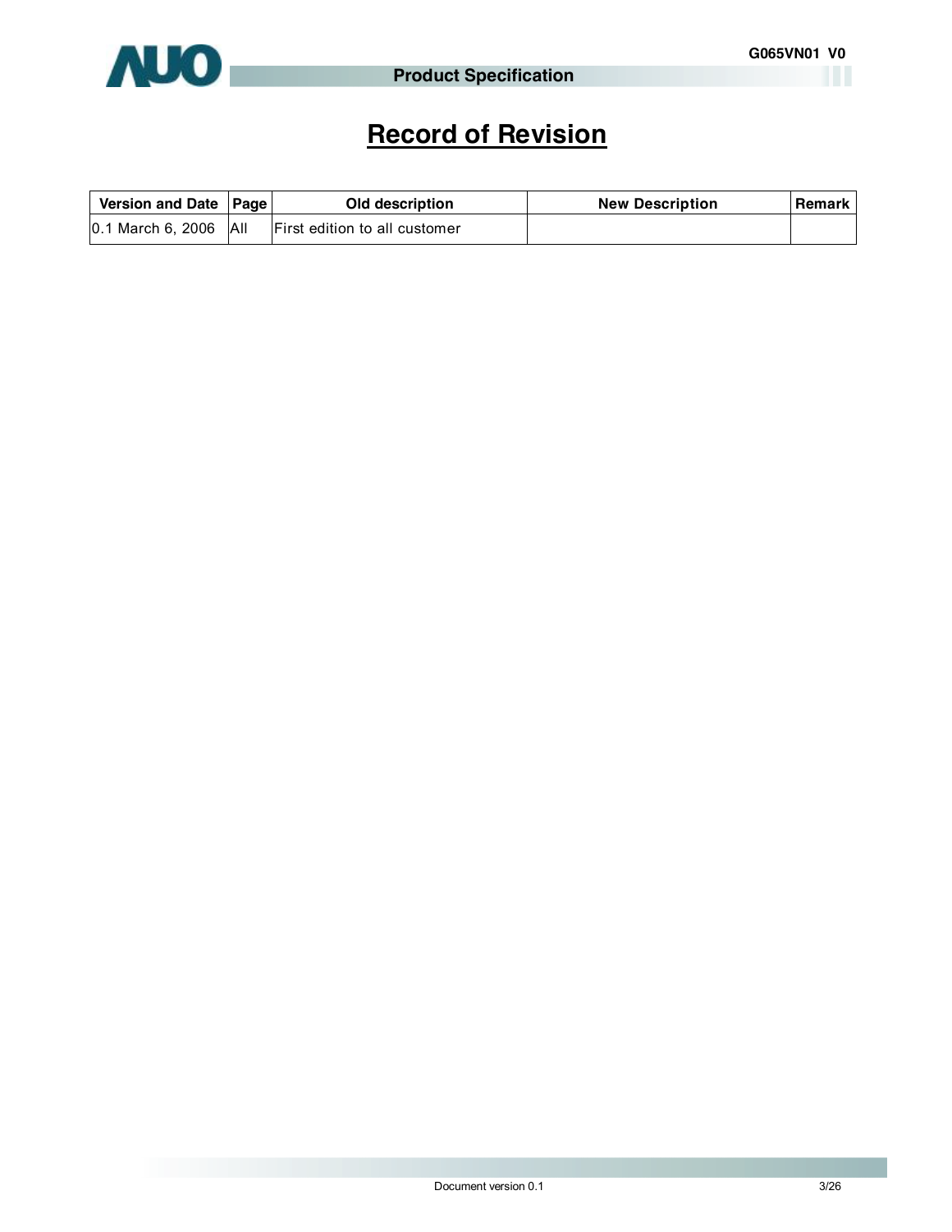# Record of Revision

| Version and Date | Page | Old description | New Description | Remark |
|---|---|---|---|---|
| 0.1 March 6, 2006 | All | First edition to all customer | | |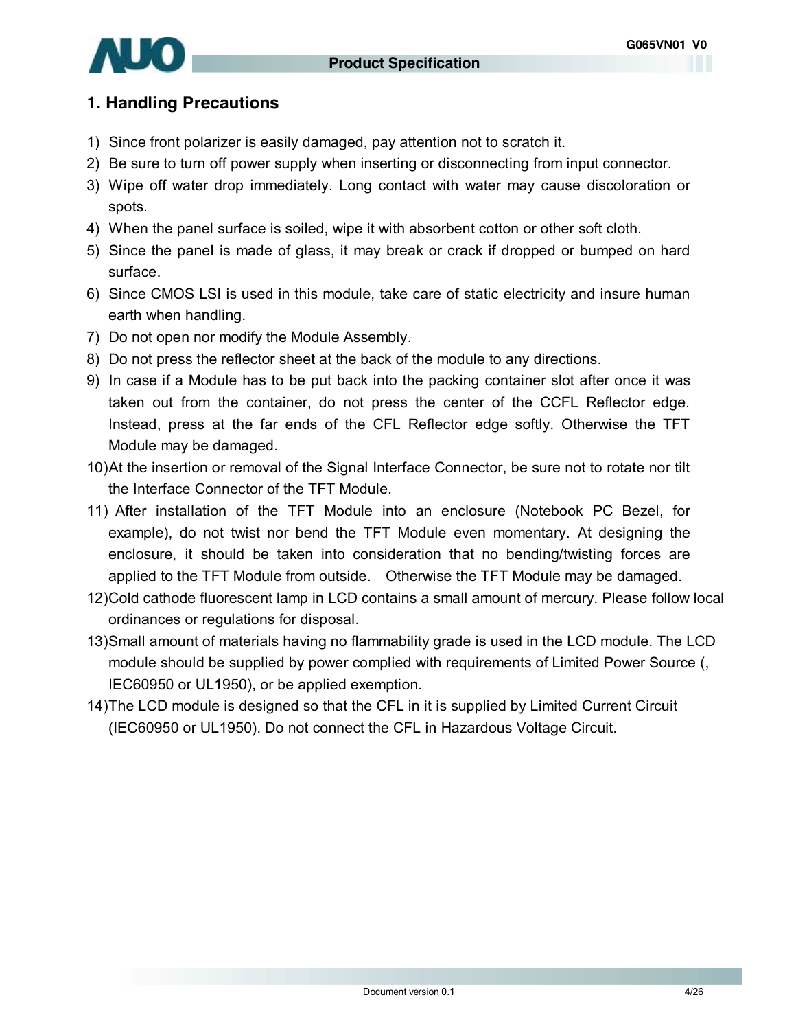## 1. Handling Precautions

1) Since front polarizer is easily damaged, pay attention not to scratch it.
2) Be sure to turn off power supply when inserting or disconnecting from input connector.
3) Wipe off water drop immediately. Long contact with water may cause discoloration or spots.
4) When the panel surface is soiled, wipe it with absorbent cotton or other soft cloth.
5) Since the panel is made of glass, it may break or crack if dropped or bumped on hard surface.
6) Since CMOS LSI is used in this module, take care of static electricity and insure human earth when handling.
7) Do not open nor modify the Module Assembly.
8) Do not press the reflector sheet at the back of the module to any directions.
9) In case if a Module has to be put back into the packing container slot after once it was taken out from the container, do not press the center of the CCFL Reflector edge. Instead, press at the far ends of the CFL Reflector edge softly. Otherwise the TFT Module may be damaged.
10) At the insertion or removal of the Signal Interface Connector, be sure not to rotate nor tilt the Interface Connector of the TFT Module.
11) After installation of the TFT Module into an enclosure (Notebook PC Bezel, for example), do not twist nor bend the TFT Module even momentary. At designing the enclosure, it should be taken into consideration that no bending/twisting forces are applied to the TFT Module from outside. Otherwise the TFT Module may be damaged.
12) Cold cathode fluorescent lamp in LCD contains a small amount of mercury. Please follow local ordinances or regulations for disposal.
13) Small amount of materials having no flammability grade is used in the LCD module. The LCD module should be supplied by power complied with requirements of Limited Power Source (, IEC60950 or UL1950), or be applied exemption.
14) The LCD module is designed so that the CFL in it is supplied by Limited Current Circuit (IEC60950 or UL1950). Do not connect the CFL in Hazardous Voltage Circuit.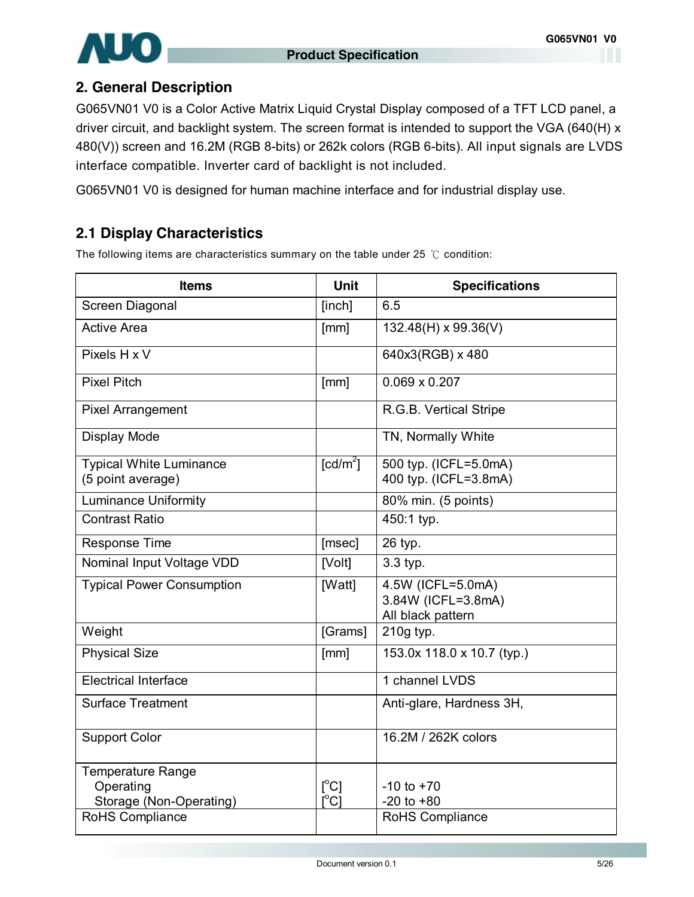## 2. General Description

G065VN01 V0 is a Color Active Matrix Liquid Crystal Display composed of a TFT LCD panel, a driver circuit, and backlight system. The screen format is intended to support the VGA (640(H) x 480(V)) screen and 16.2M (RGB 8-bits) or 262k colors (RGB 6-bits). All input signals are LVDS interface compatible. Inverter card of backlight is not included.

G065VN01 V0 is designed for human machine interface and for industrial display use.

### 2.1 Display Characteristics

The following items are characteristics summary on the table under 25 ℃ condition:

| Items | Unit | Specifications |
|---|---|---|
| Screen Diagonal | [inch] | 6.5 |
| Active Area | [mm] | 132.48(H) x 99.36(V) |
| Pixels H x V | | 640x3(RGB) x 480 |
| Pixel Pitch | [mm] | 0.069 x 0.207 |
| Pixel Arrangement | | R.G.B. Vertical Stripe |
| Display Mode | | TN, Normally White |
| Typical White Luminance (5 point average) | [cd/m$^2$] | 500 typ. (ICFL=5.0mA)<br>400 typ. (ICFL=3.8mA) |
| Luminance Uniformity | | 80% min. (5 points) |
| Contrast Ratio | | 450:1 typ. |
| Response Time | [msec] | 26 typ. |
| Nominal Input Voltage VDD | [Volt] | 3.3 typ. |
| Typical Power Consumption | [Watt] | 4.5W (ICFL=5.0mA)<br>3.84W (ICFL=3.8mA)<br>All black pattern |
| Weight | [Grams] | 210g typ. |
| Physical Size | [mm] | 153.0x 118.0 x 10.7 (typ.) |
| Electrical Interface | | 1 channel LVDS |
| Surface Treatment | | Anti-glare, Hardness 3H, |
| Support Color | | 16.2M / 262K colors |
| Temperature Range<br>Operating<br>Storage (Non-Operating) | <br>[°C]<br>[°C] | <br>-10 to +70<br>-20 to +80 |
| RoHS Compliance | | RoHS Compliance |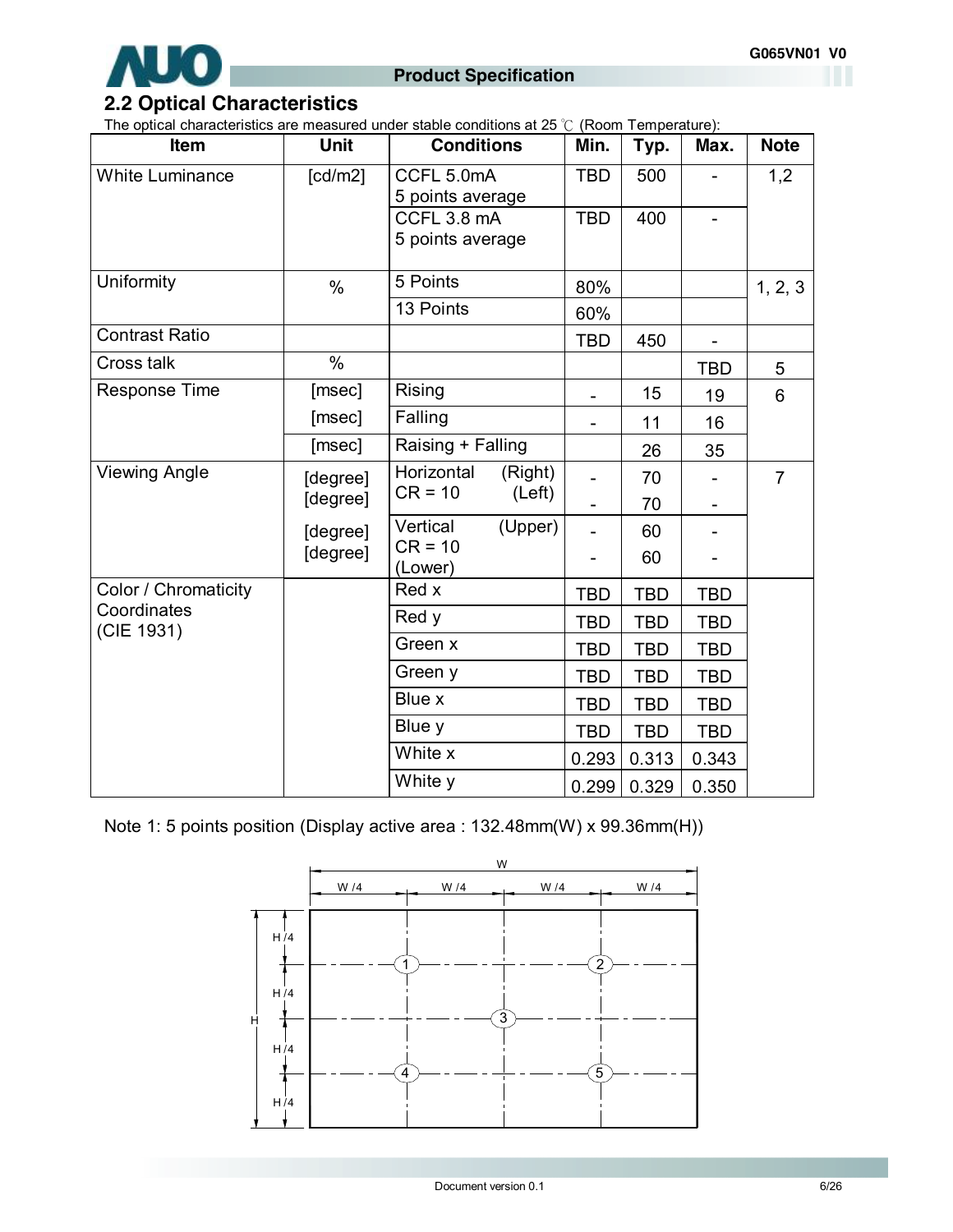## 2.2 Optical Characteristics

The optical characteristics are measured under stable conditions at 25 ℃ (Room Temperature):

| Item | Unit | Conditions | Min. | Typ. | Max. | Note |
|---|---|---|---|---|---|---|
| White Luminance | [cd/m2] | CCFL 5.0mA 5 points average | TBD | 500 | - | 1,2 |
| | | CCFL 3.8 mA 5 points average | TBD | 400 | - | |
| Uniformity | % | 5 Points | 80% | | | 1, 2, 3 |
| | | 13 Points | 60% | | | |
| Contrast Ratio | | | TBD | 450 | - | |
| Cross talk | % | | | | TBD | 5 |
| Response Time | [msec] | Rising | - | 15 | 19 | 6 |
| | [msec] | Falling | - | 11 | 16 | |
| | [msec] | Raising + Falling | | 26 | 35 | |
| Viewing Angle | [degree] | Horizontal (Right) CR = 10 | - | 70 | - | 7 |
| | [degree] | (Left) | - | 70 | - | |
| | [degree] | Vertical (Upper) CR = 10 | - | 60 | - | |
| | [degree] | (Lower) | - | 60 | - | |
| Color / Chromaticity Coordinates (CIE 1931) | | Red x | TBD | TBD | TBD | |
| | | Red y | TBD | TBD | TBD | |
| | | Green x | TBD | TBD | TBD | |
| | | Green y | TBD | TBD | TBD | |
| | | Blue x | TBD | TBD | TBD | |
| | | Blue y | TBD | TBD | TBD | |
| | | White x | 0.293 | 0.313 | 0.343 | |
| | | White y | 0.299 | 0.329 | 0.350 | |

Note 1: 5 points position (Display active area : 132.48mm(W) x 99.36mm(H))

W
W /4 W /4 W /4 W /4
H /4 H /4 H /4 H /4
H
1 2 3 4 5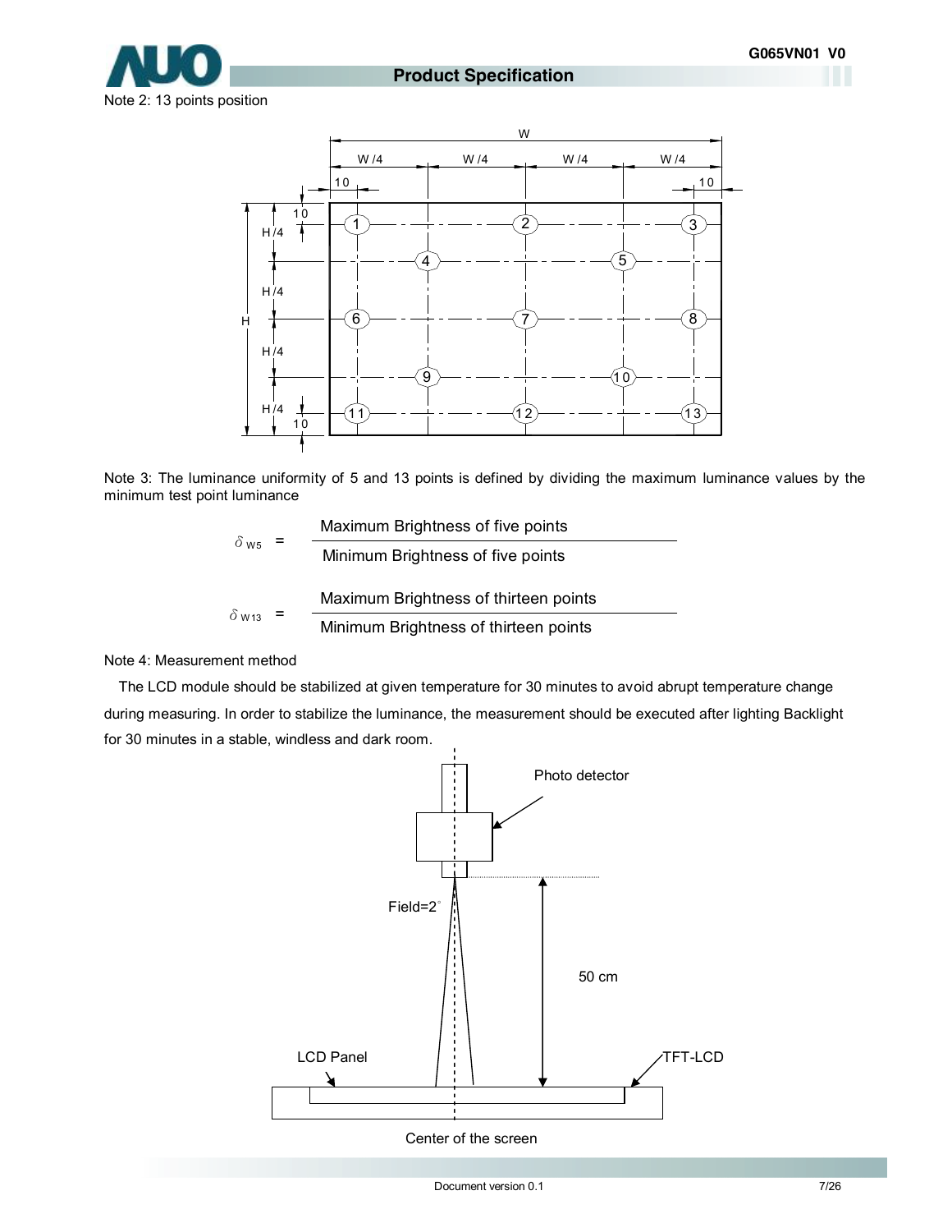Note 2: 13 points position

Note 3: The luminance uniformity of 5 and 13 points is defined by dividing the maximum luminance values by the minimum test point luminance

$$\delta_{W5} = \frac{\text{Maximum Brightness of five points}}{\text{Minimum Brightness of five points}}$$

$$\delta_{W13} = \frac{\text{Maximum Brightness of thirteen points}}{\text{Minimum Brightness of thirteen points}}$$

Note 4: Measurement method

The LCD module should be stabilized at given temperature for 30 minutes to avoid abrupt temperature change during measuring. In order to stabilize the luminance, the measurement should be executed after lighting Backlight for 30 minutes in a stable, windless and dark room.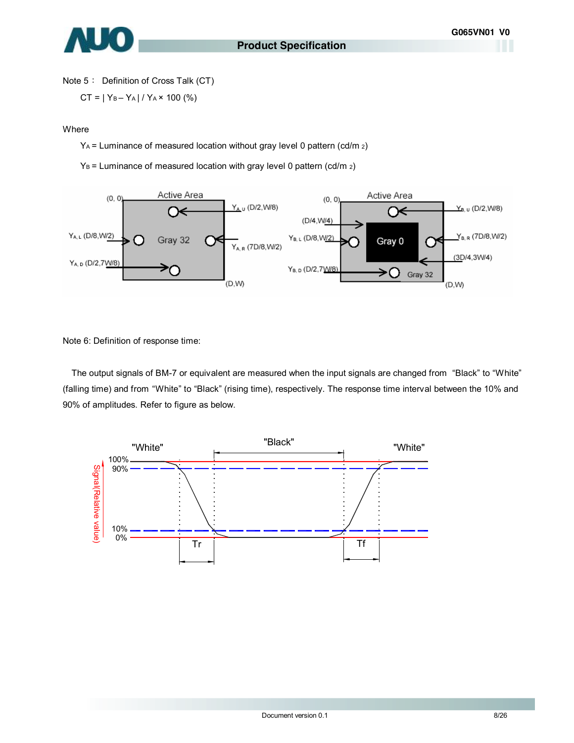Note 5： Definition of Cross Talk (CT)

$CT = | Y_B - Y_A | / Y_A \times 100$ (%)

Where

$Y_A$ = Luminance of measured location without gray level 0 pattern (cd/m $^2$)

$Y_B$ = Luminance of measured location with gray level 0 pattern (cd/m $^2$)

Note 6: Definition of response time:

The output signals of BM-7 or equivalent are measured when the input signals are changed from "Black" to "White" (falling time) and from "White" to "Black" (rising time), respectively. The response time interval between the 10% and 90% of amplitudes. Refer to figure as below.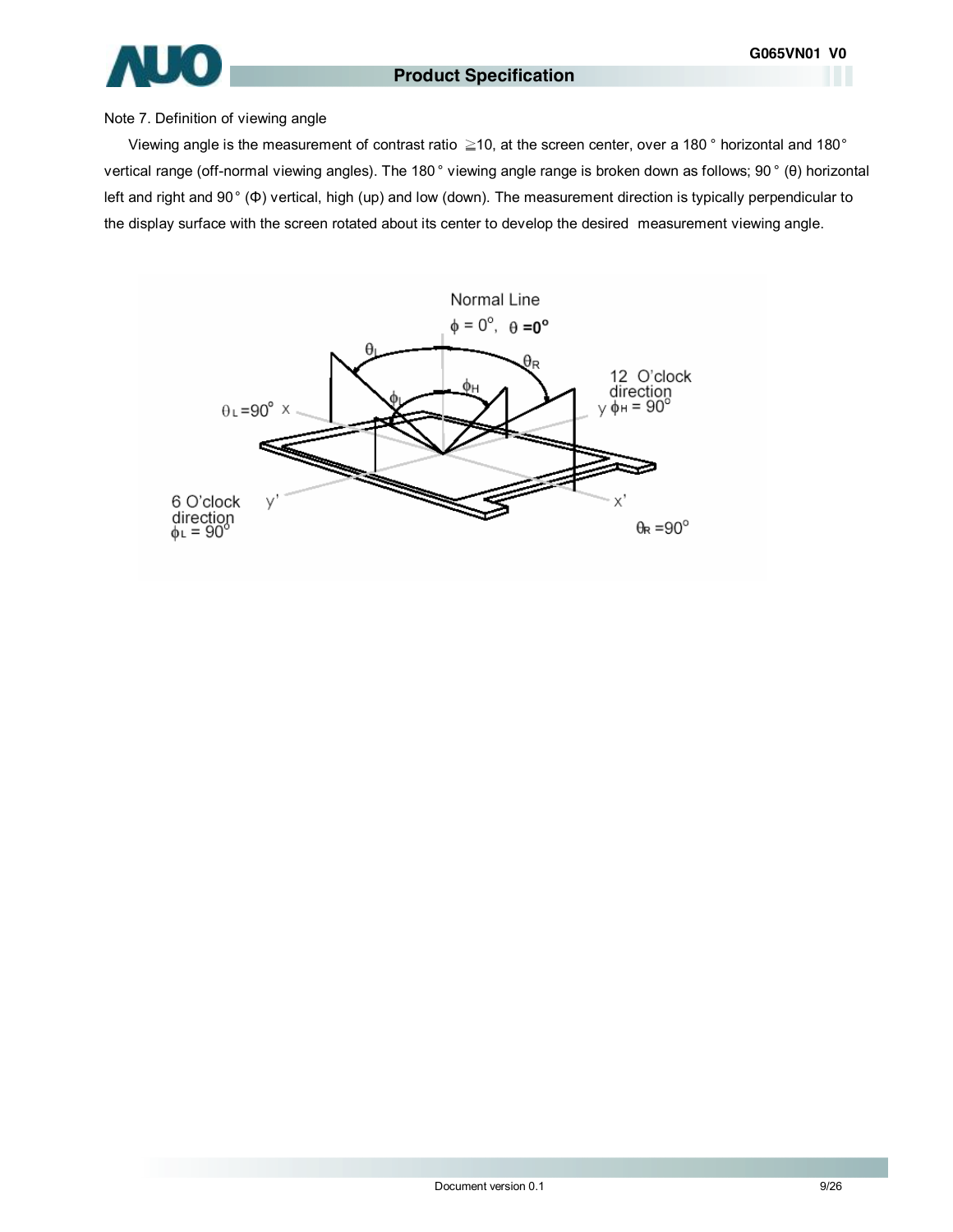Note 7. Definition of viewing angle

Viewing angle is the measurement of contrast ratio ≧10, at the screen center, over a 180 ° horizontal and 180° vertical range (off-normal viewing angles). The 180° viewing angle range is broken down as follows; 90° (θ) horizontal left and right and 90° (Φ) vertical, high (up) and low (down). The measurement direction is typically perpendicular to the display surface with the screen rotated about its center to develop the desired measurement viewing angle.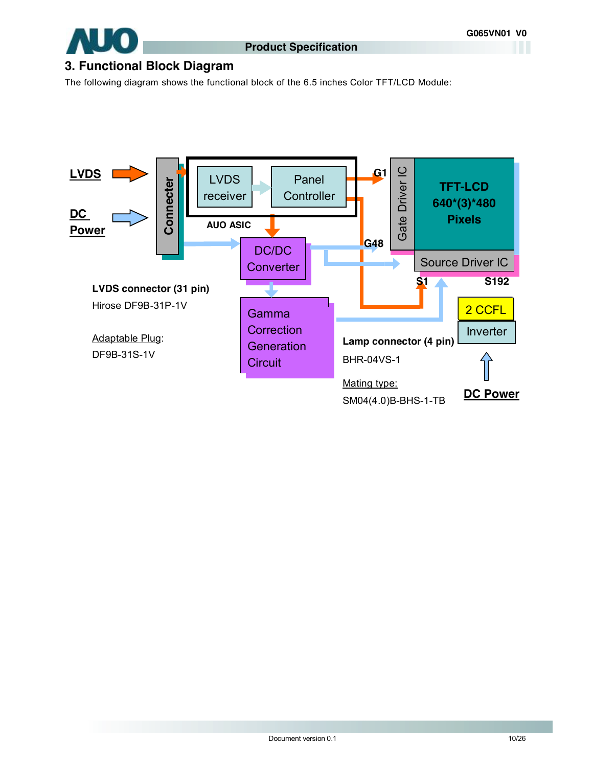## 3. Functional Block Diagram

The following diagram shows the functional block of the 6.5 inches Color TFT/LCD Module:

LVDS

DC Power

Connecter

LVDS receiver

Panel Controller

AUO ASIC

DC/DC Converter

Gamma Correction Generation Circuit

G1

G48

Gate Driver IC

TFT-LCD 640*(3)*480 Pixels

Source Driver IC

S1

S192

2 CCFL

Inverter

DC Power

**LVDS connector (31 pin)**

Hirose DF9B-31P-1V

Adaptable Plug:

DF9B-31S-1V

**Lamp connector (4 pin)**

BHR-04VS-1

Mating type:

SM04(4.0)B-BHS-1-TB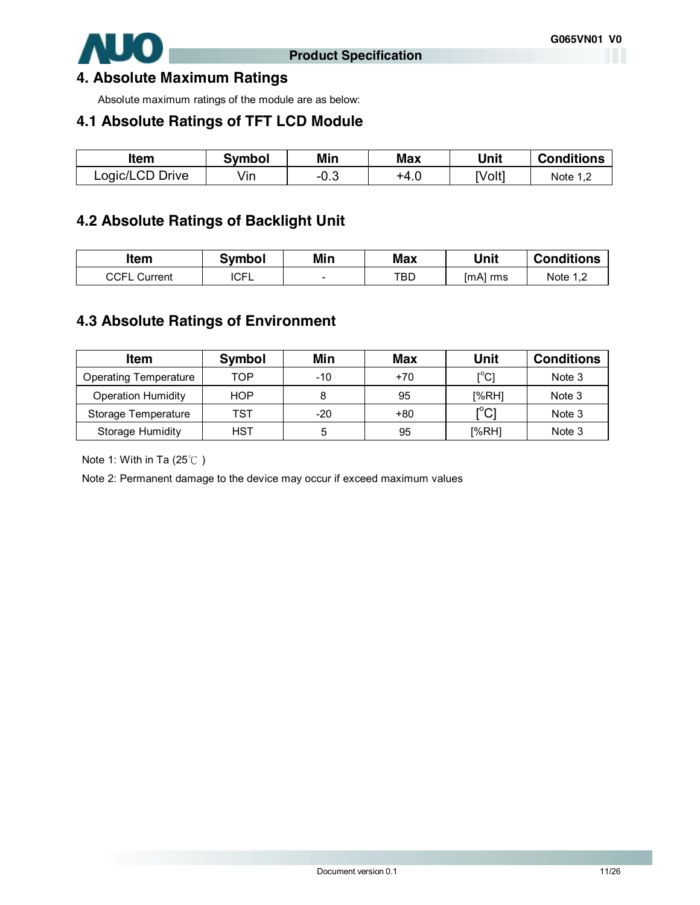# 4. Absolute Maximum Ratings

Absolute maximum ratings of the module are as below:

## 4.1 Absolute Ratings of TFT LCD Module

| Item | Symbol | Min | Max | Unit | Conditions |
|---|---|---|---|---|---|
| Logic/LCD Drive | Vin | -0.3 | +4.0 | [Volt] | Note 1,2 |

## 4.2 Absolute Ratings of Backlight Unit

| Item | Symbol | Min | Max | Unit | Conditions |
|---|---|---|---|---|---|
| CCFL Current | ICFL | - | TBD | [mA] rms | Note 1,2 |

## 4.3 Absolute Ratings of Environment

| Item | Symbol | Min | Max | Unit | Conditions |
|---|---|---|---|---|---|
| Operating Temperature | TOP | -10 | +70 | [$^{o}$C] | Note 3 |
| Operation Humidity | HOP | 8 | 95 | [%RH] | Note 3 |
| Storage Temperature | TST | -20 | +80 | [$^{o}$C] | Note 3 |
| Storage Humidity | HST | 5 | 95 | [%RH] | Note 3 |

Note 1: With in Ta (25℃ )

Note 2: Permanent damage to the device may occur if exceed maximum values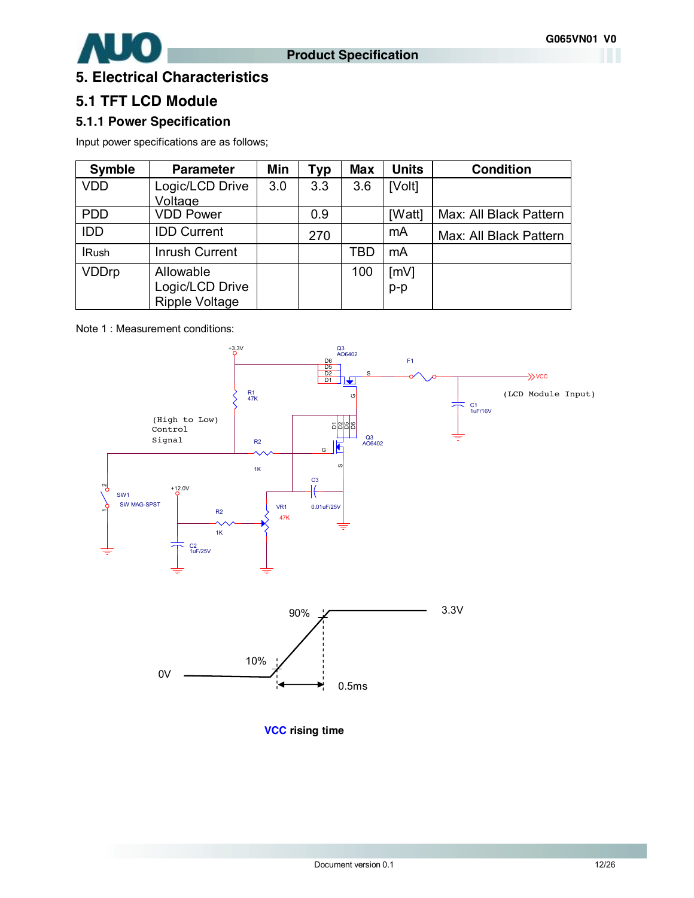# 5. Electrical Characteristics

## 5.1 TFT LCD Module

### 5.1.1 Power Specification

Input power specifications are as follows;

| Symble | Parameter | Min | Typ | Max | Units | Condition |
|---|---|---|---|---|---|---|
| VDD | Logic/LCD Drive Voltage | 3.0 | 3.3 | 3.6 | [Volt] | |
| PDD | VDD Power | | 0.9 | | [Watt] | Max: All Black Pattern |
| IDD | IDD Current | | 270 | | mA | Max: All Black Pattern |
| IRush | Inrush Current | | | TBD | mA | |
| VDDrp | Allowable Logic/LCD Drive Ripple Voltage | | | 100 | [mV] p-p | |

Note 1 : Measurement conditions:

VCC rising time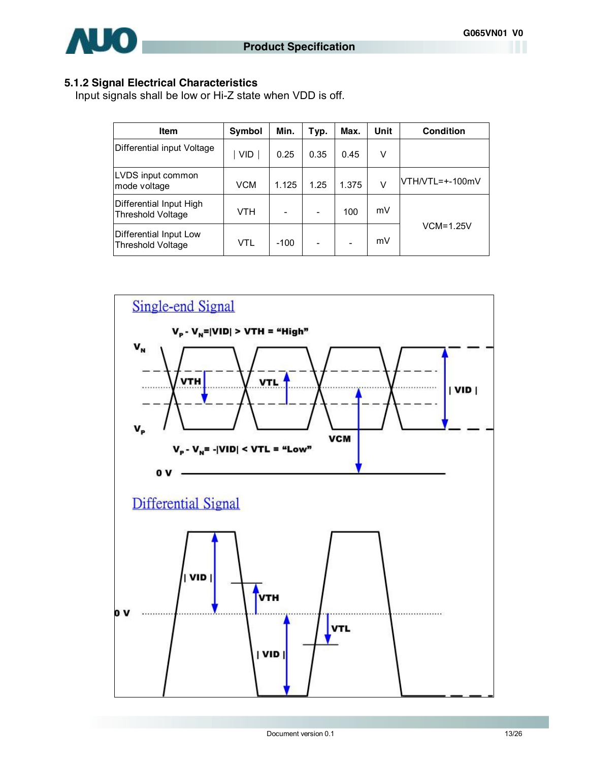### 5.1.2 Signal Electrical Characteristics

Input signals shall be low or Hi-Z state when VDD is off.

| Item | Symbol | Min. | Typ. | Max. | Unit | Condition |
|---|---|---|---|---|---|---|
| Differential input Voltage | \| VID \| | 0.25 | 0.35 | 0.45 | V | |
| LVDS input common mode voltage | VCM | 1.125 | 1.25 | 1.375 | V | VTH/VTL=+-100mV |
| Differential Input High Threshold Voltage | VTH | - | - | 100 | mV | VCM=1.25V |
| Differential Input Low Threshold Voltage | VTL | -100 | - | - | mV | |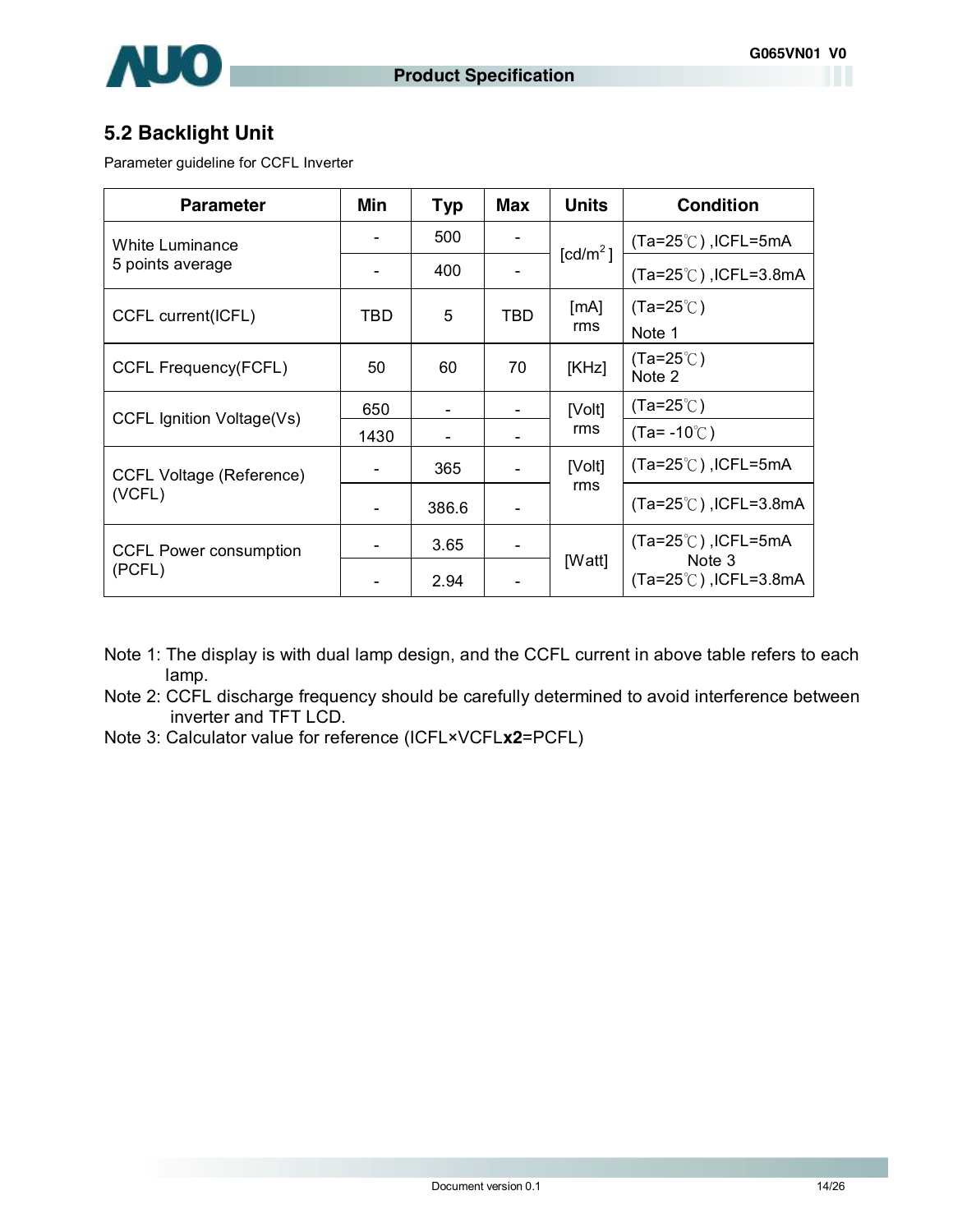## 5.2 Backlight Unit

Parameter guideline for CCFL Inverter

| Parameter | Min | Typ | Max | Units | Condition |
|---|---|---|---|---|---|
| White Luminance 5 points average | - | 500 | - | [cd/m$^2$] | (Ta=25℃) ,ICFL=5mA |
| | - | 400 | - | | (Ta=25℃) ,ICFL=3.8mA |
| CCFL current(ICFL) | TBD | 5 | TBD | [mA] rms | (Ta=25℃) Note 1 |
| CCFL Frequency(FCFL) | 50 | 60 | 70 | [KHz] | (Ta=25℃) Note 2 |
| CCFL Ignition Voltage(Vs) | 650 | - | - | [Volt] rms | (Ta=25℃) |
| | 1430 | - | - | | (Ta= -10℃) |
| CCFL Voltage (Reference) (VCFL) | - | 365 | - | [Volt] rms | (Ta=25℃) ,ICFL=5mA |
| | - | 386.6 | - | | (Ta=25℃) ,ICFL=3.8mA |
| CCFL Power consumption (PCFL) | - | 3.65 | - | [Watt] | (Ta=25℃) ,ICFL=5mA Note 3 |
| | - | 2.94 | - | | (Ta=25℃) ,ICFL=3.8mA |

Note 1: The display is with dual lamp design, and the CCFL current in above table refers to each lamp.

Note 2: CCFL discharge frequency should be carefully determined to avoid interference between inverter and TFT LCD.

Note 3: Calculator value for reference (ICFL×VCFL**x2**=PCFL)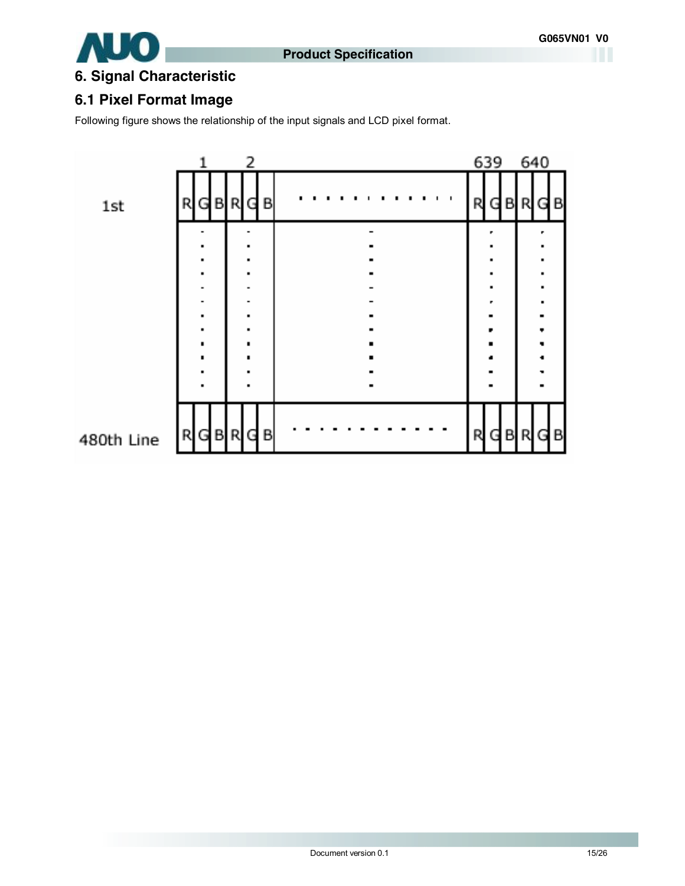## 6. Signal Characteristic

### 6.1 Pixel Format Image

Following figure shows the relationship of the input signals and LCD pixel format.

| | 1 | | | 2 | | | | 639 | | | 640 | | |
|---|---|---|---|---|---|---|---|---|---|---|---|---|---|
| 1st | R | G | B | R | G | B | ............ | R | G | B | R | G | B |
| | : | | | : | | | : | : | | | : | | |
| 480th Line | R | G | B | R | G | B | ............ | R | G | B | R | G | B |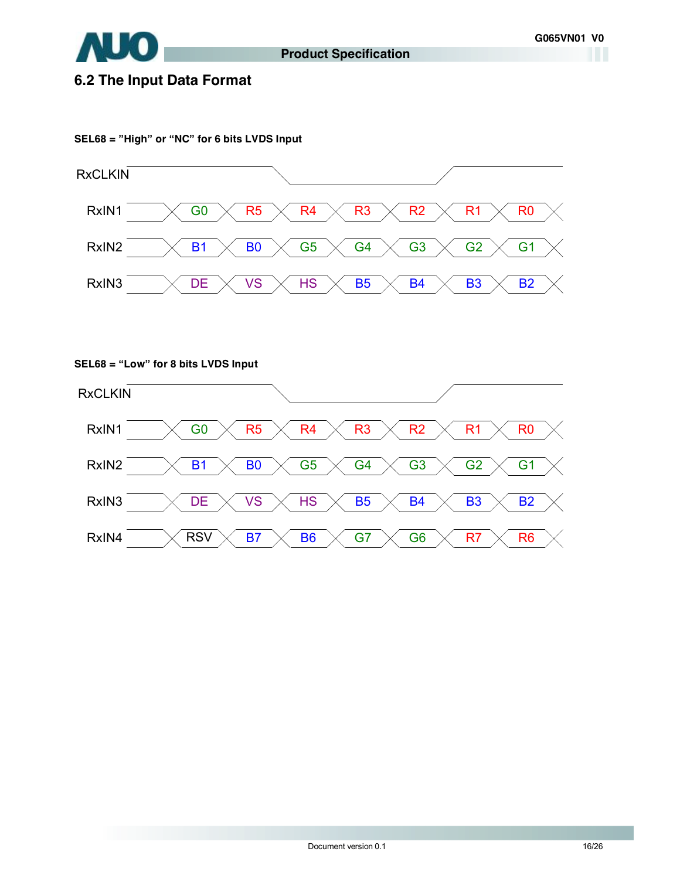## 6.2 The Input Data Format

**SEL68 = ”High” or “NC” for 6 bits LVDS Input**

| RxCLKIN | | | | | | | |
|---|---|---|---|---|---|---|---|
| RxIN1 | G0 | R5 | R4 | R3 | R2 | R1 | R0 |
| RxIN2 | B1 | B0 | G5 | G4 | G3 | G2 | G1 |
| RxIN3 | DE | VS | HS | B5 | B4 | B3 | B2 |

**SEL68 = “Low” for 8 bits LVDS Input**

| RxCLKIN | | | | | | | |
|---|---|---|---|---|---|---|---|
| RxIN1 | G0 | R5 | R4 | R3 | R2 | R1 | R0 |
| RxIN2 | B1 | B0 | G5 | G4 | G3 | G2 | G1 |
| RxIN3 | DE | VS | HS | B5 | B4 | B3 | B2 |
| RxIN4 | RSV | B7 | B6 | G7 | G6 | R7 | R6 |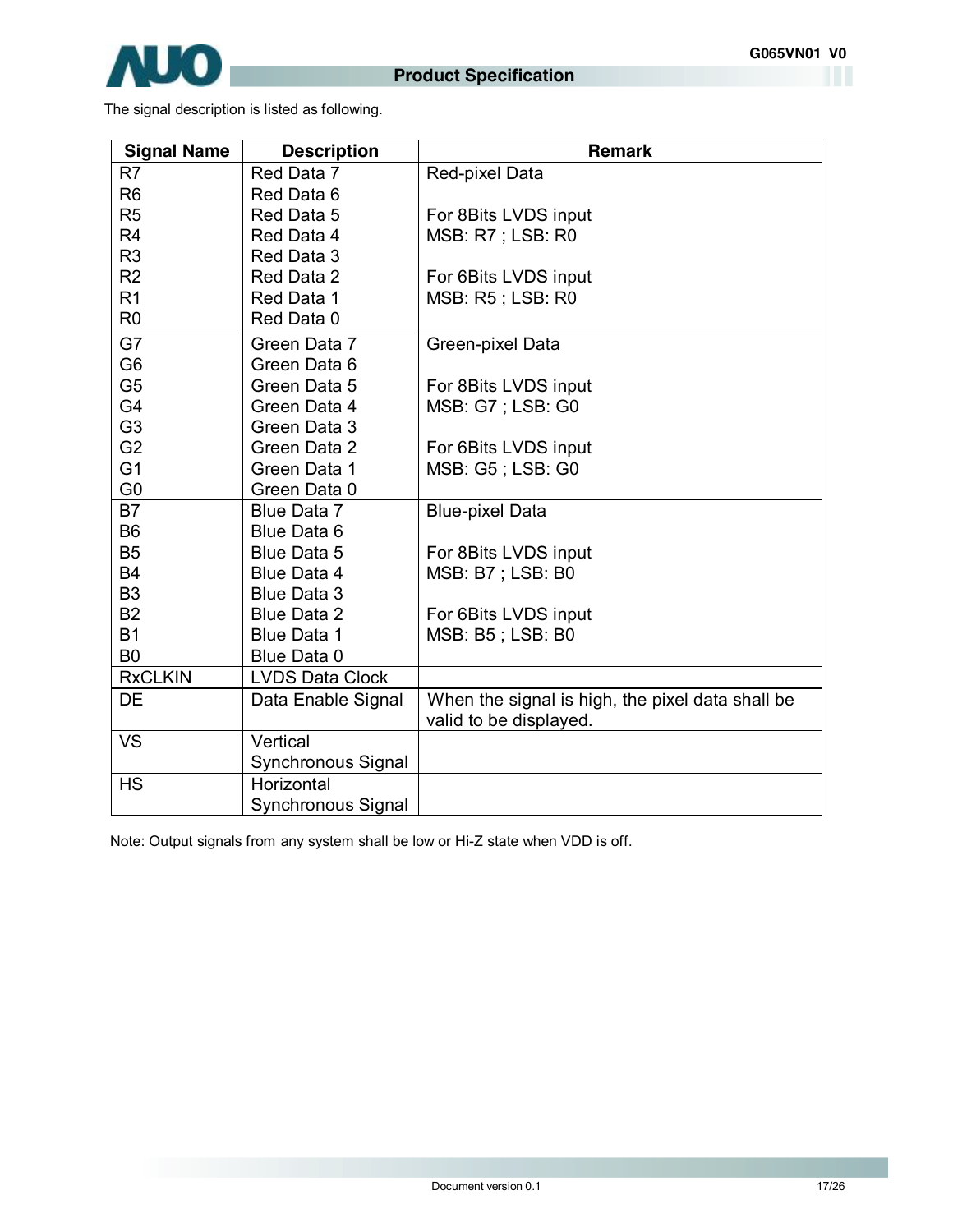The signal description is listed as following.

| Signal Name | Description | Remark |
|---|---|---|
| R7<br>R6<br>R5<br>R4<br>R3<br>R2<br>R1<br>R0 | Red Data 7<br>Red Data 6<br>Red Data 5<br>Red Data 4<br>Red Data 3<br>Red Data 2<br>Red Data 1<br>Red Data 0 | Red-pixel Data<br><br>For 8Bits LVDS input<br>MSB: R7 ; LSB: R0<br><br>For 6Bits LVDS input<br>MSB: R5 ; LSB: R0 |
| G7<br>G6<br>G5<br>G4<br>G3<br>G2<br>G1<br>G0 | Green Data 7<br>Green Data 6<br>Green Data 5<br>Green Data 4<br>Green Data 3<br>Green Data 2<br>Green Data 1<br>Green Data 0 | Green-pixel Data<br><br>For 8Bits LVDS input<br>MSB: G7 ; LSB: G0<br><br>For 6Bits LVDS input<br>MSB: G5 ; LSB: G0 |
| B7<br>B6<br>B5<br>B4<br>B3<br>B2<br>B1<br>B0 | Blue Data 7<br>Blue Data 6<br>Blue Data 5<br>Blue Data 4<br>Blue Data 3<br>Blue Data 2<br>Blue Data 1<br>Blue Data 0 | Blue-pixel Data<br><br>For 8Bits LVDS input<br>MSB: B7 ; LSB: B0<br><br>For 6Bits LVDS input<br>MSB: B5 ; LSB: B0 |
| RxCLKIN | LVDS Data Clock | |
| DE | Data Enable Signal | When the signal is high, the pixel data shall be valid to be displayed. |
| VS | Vertical Synchronous Signal | |
| HS | Horizontal Synchronous Signal | |

Note: Output signals from any system shall be low or Hi-Z state when VDD is off.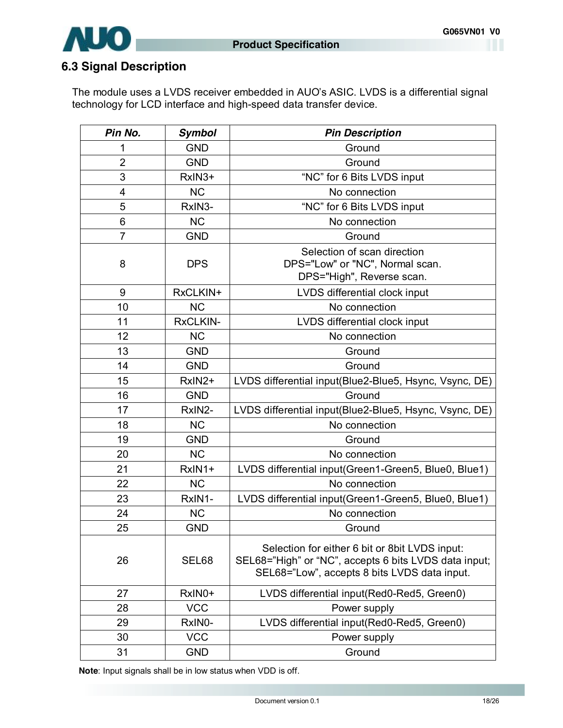## 6.3 Signal Description

The module uses a LVDS receiver embedded in AUO's ASIC. LVDS is a differential signal technology for LCD interface and high-speed data transfer device.

| ***Pin No.*** | ***Symbol*** | ***Pin Description*** |
|---|---|---|
| 1 | GND | Ground |
| 2 | GND | Ground |
| 3 | RxIN3+ | "NC" for 6 Bits LVDS input |
| 4 | NC | No connection |
| 5 | RxIN3- | "NC" for 6 Bits LVDS input |
| 6 | NC | No connection |
| 7 | GND | Ground |
| 8 | DPS | Selection of scan direction<br>DPS="Low" or "NC", Normal scan.<br>DPS="High", Reverse scan. |
| 9 | RxCLKIN+ | LVDS differential clock input |
| 10 | NC | No connection |
| 11 | RxCLKIN- | LVDS differential clock input |
| 12 | NC | No connection |
| 13 | GND | Ground |
| 14 | GND | Ground |
| 15 | RxIN2+ | LVDS differential input(Blue2-Blue5, Hsync, Vsync, DE) |
| 16 | GND | Ground |
| 17 | RxIN2- | LVDS differential input(Blue2-Blue5, Hsync, Vsync, DE) |
| 18 | NC | No connection |
| 19 | GND | Ground |
| 20 | NC | No connection |
| 21 | RxIN1+ | LVDS differential input(Green1-Green5, Blue0, Blue1) |
| 22 | NC | No connection |
| 23 | RxIN1- | LVDS differential input(Green1-Green5, Blue0, Blue1) |
| 24 | NC | No connection |
| 25 | GND | Ground |
| 26 | SEL68 | Selection for either 6 bit or 8bit LVDS input:<br>SEL68="High" or "NC", accepts 6 bits LVDS data input;<br>SEL68="Low", accepts 8 bits LVDS data input. |
| 27 | RxIN0+ | LVDS differential input(Red0-Red5, Green0) |
| 28 | VCC | Power supply |
| 29 | RxIN0- | LVDS differential input(Red0-Red5, Green0) |
| 30 | VCC | Power supply |
| 31 | GND | Ground |

**Note**: Input signals shall be in low status when VDD is off.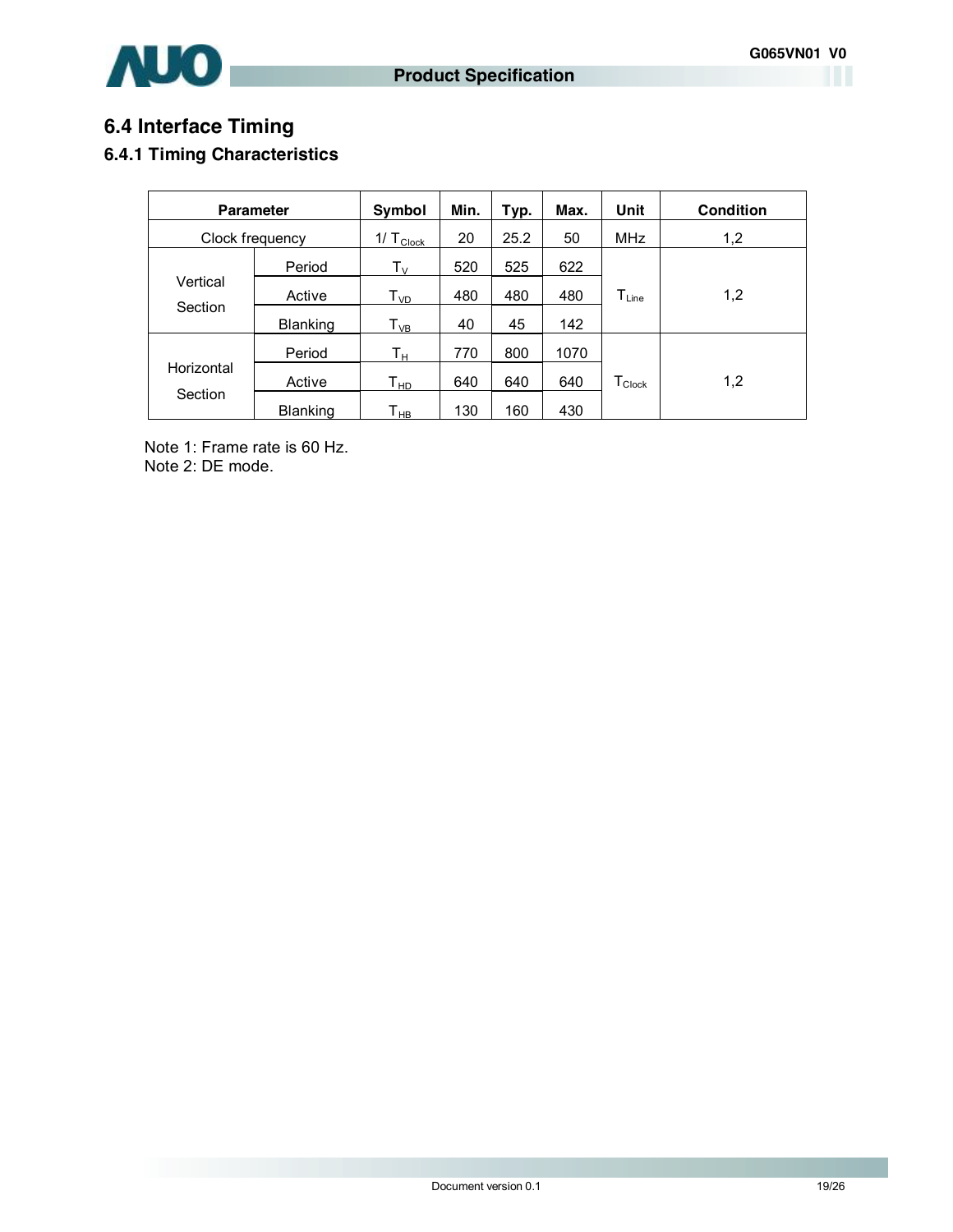## 6.4 Interface Timing

### 6.4.1 Timing Characteristics

| Parameter | | Symbol | Min. | Typ. | Max. | Unit | Condition |
|---|---|---|---|---|---|---|---|
| Clock frequency | | $1/T_{Clock}$ | 20 | 25.2 | 50 | MHz | 1,2 |
| Vertical Section | Period | $T_V$ | 520 | 525 | 622 | $T_{Line}$ | 1,2 |
| | Active | $T_{VD}$ | 480 | 480 | 480 | | |
| | Blanking | $T_{VB}$ | 40 | 45 | 142 | | |
| Horizontal Section | Period | $T_H$ | 770 | 800 | 1070 | $T_{Clock}$ | 1,2 |
| | Active | $T_{HD}$ | 640 | 640 | 640 | | |
| | Blanking | $T_{HB}$ | 130 | 160 | 430 | | |

Note 1: Frame rate is 60 Hz.
Note 2: DE mode.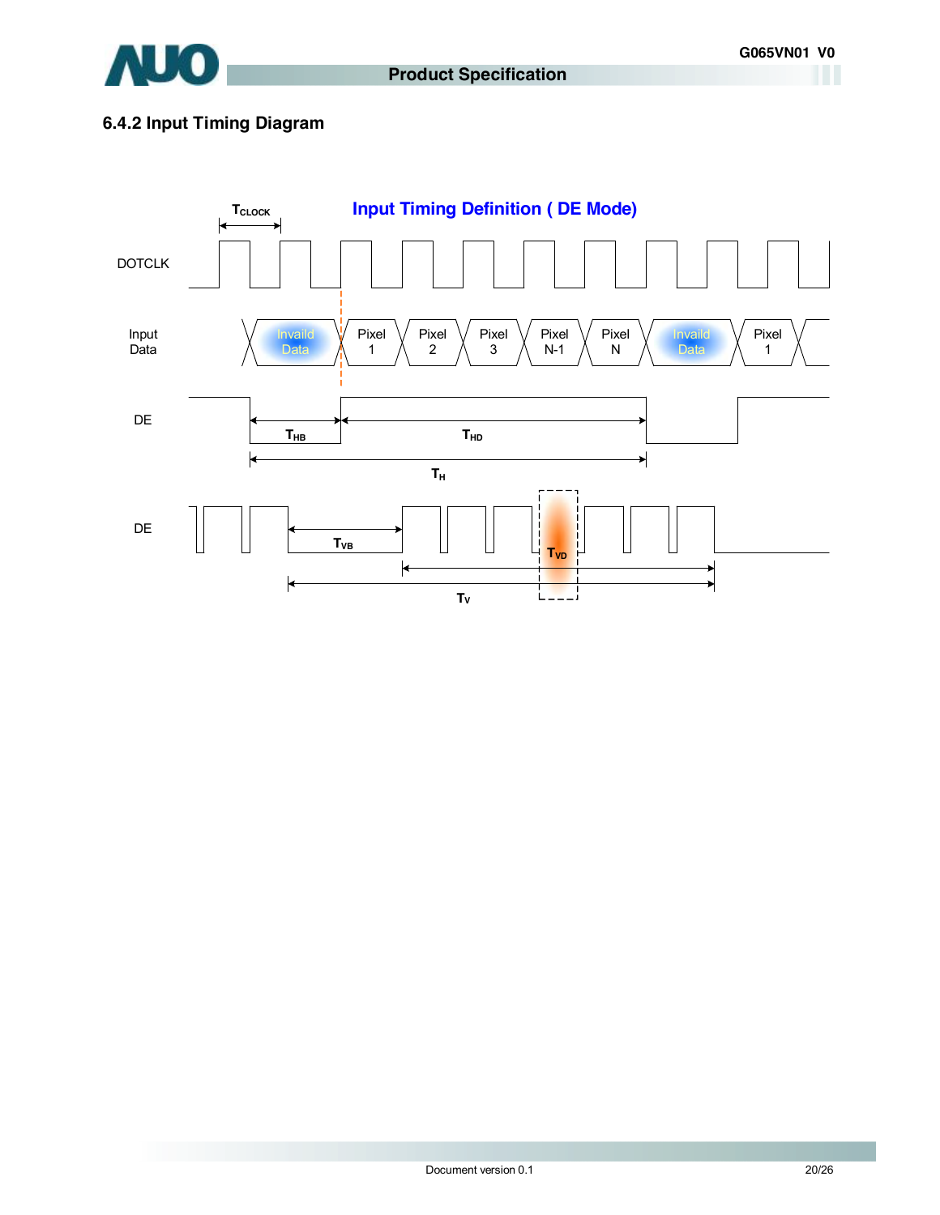### 6.4.2 Input Timing Diagram

**Input Timing Definition ( DE Mode)**

$T_{CLOCK}$

DOTCLK

Input Data

Invaild Data | Pixel 1 | Pixel 2 | Pixel 3 | Pixel N-1 | Pixel N | Invaild Data | Pixel 1

DE

$T_{HB}$ $T_{HD}$

$T_H$

DE

$T_{VB}$ $T_{VD}$

$T_V$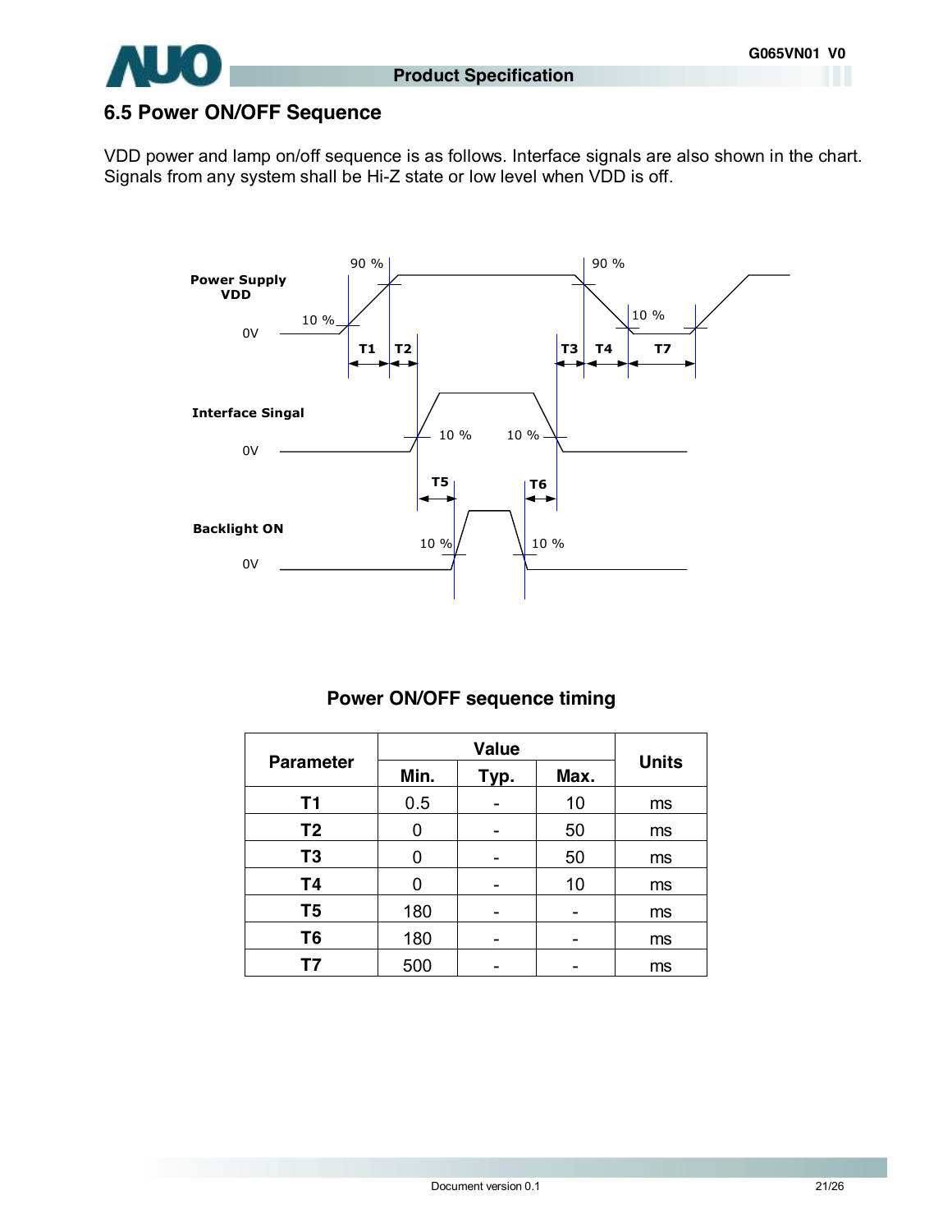## 6.5 Power ON/OFF Sequence

VDD power and lamp on/off sequence is as follows. Interface signals are also shown in the chart. Signals from any system shall be Hi-Z state or low level when VDD is off.

Power Supply VDD

Interface Singal

Backlight ON

### Power ON/OFF sequence timing

| Parameter | Value | | | Units |
|---|---|---|---|---|
| | Min. | Typ. | Max. | |
| T1 | 0.5 | - | 10 | ms |
| T2 | 0 | - | 50 | ms |
| T3 | 0 | - | 50 | ms |
| T4 | 0 | - | 10 | ms |
| T5 | 180 | - | - | ms |
| T6 | 180 | - | - | ms |
| T7 | 500 | - | - | ms |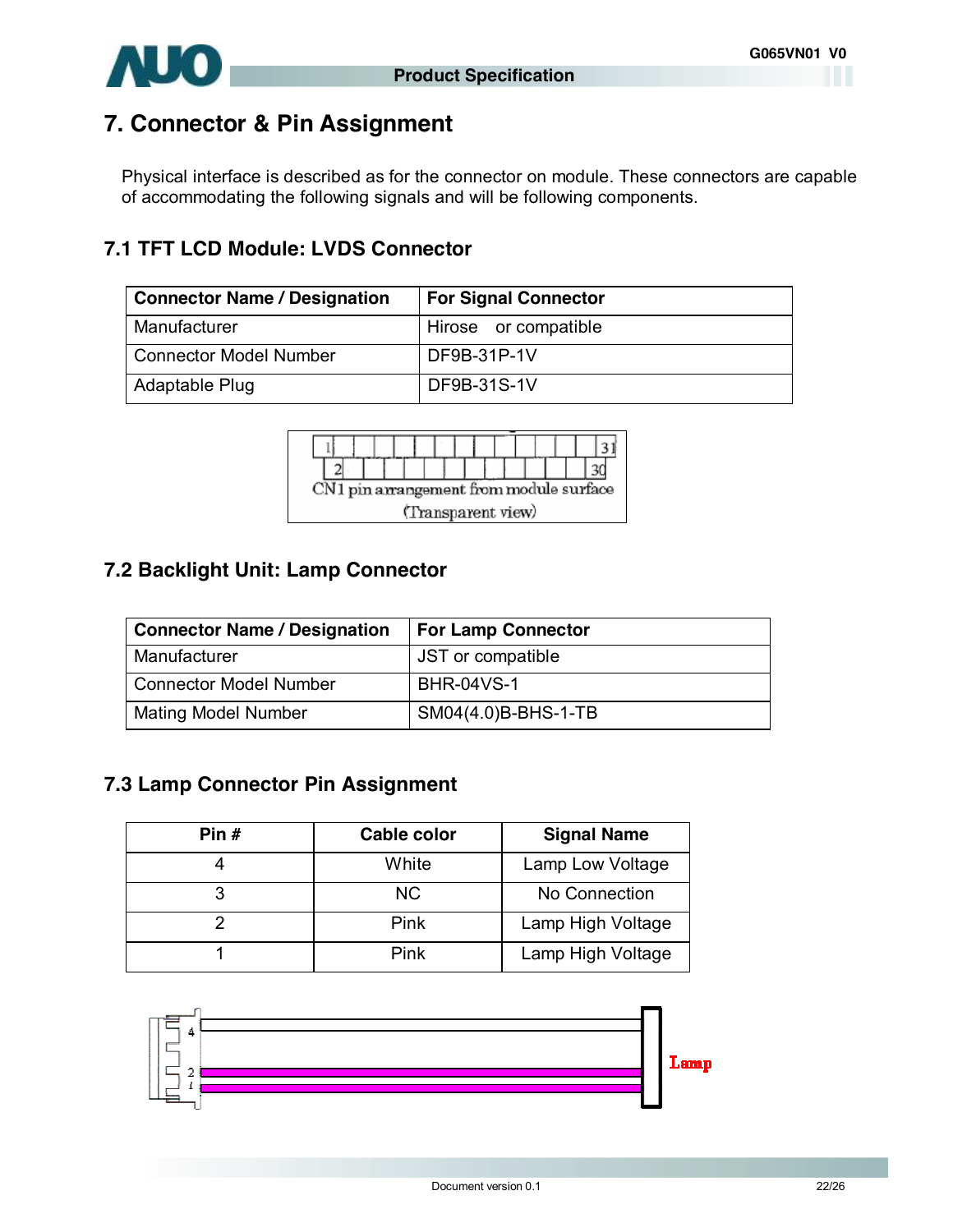# 7. Connector & Pin Assignment

Physical interface is described as for the connector on module. These connectors are capable of accommodating the following signals and will be following components.

## 7.1 TFT LCD Module: LVDS Connector

| Connector Name / Designation | For Signal Connector |
|---|---|
| Manufacturer | Hirose or compatible |
| Connector Model Number | DF9B-31P-1V |
| Adaptable Plug | DF9B-31S-1V |

CN1 pin arrangement from module surface
(Transparent view)

## 7.2 Backlight Unit: Lamp Connector

| Connector Name / Designation | For Lamp Connector |
|---|---|
| Manufacturer | JST or compatible |
| Connector Model Number | BHR-04VS-1 |
| Mating Model Number | SM04(4.0)B-BHS-1-TB |

## 7.3 Lamp Connector Pin Assignment

| Pin # | Cable color | Signal Name |
|---|---|---|
| 4 | White | Lamp Low Voltage |
| 3 | NC | No Connection |
| 2 | Pink | Lamp High Voltage |
| 1 | Pink | Lamp High Voltage |

Lamp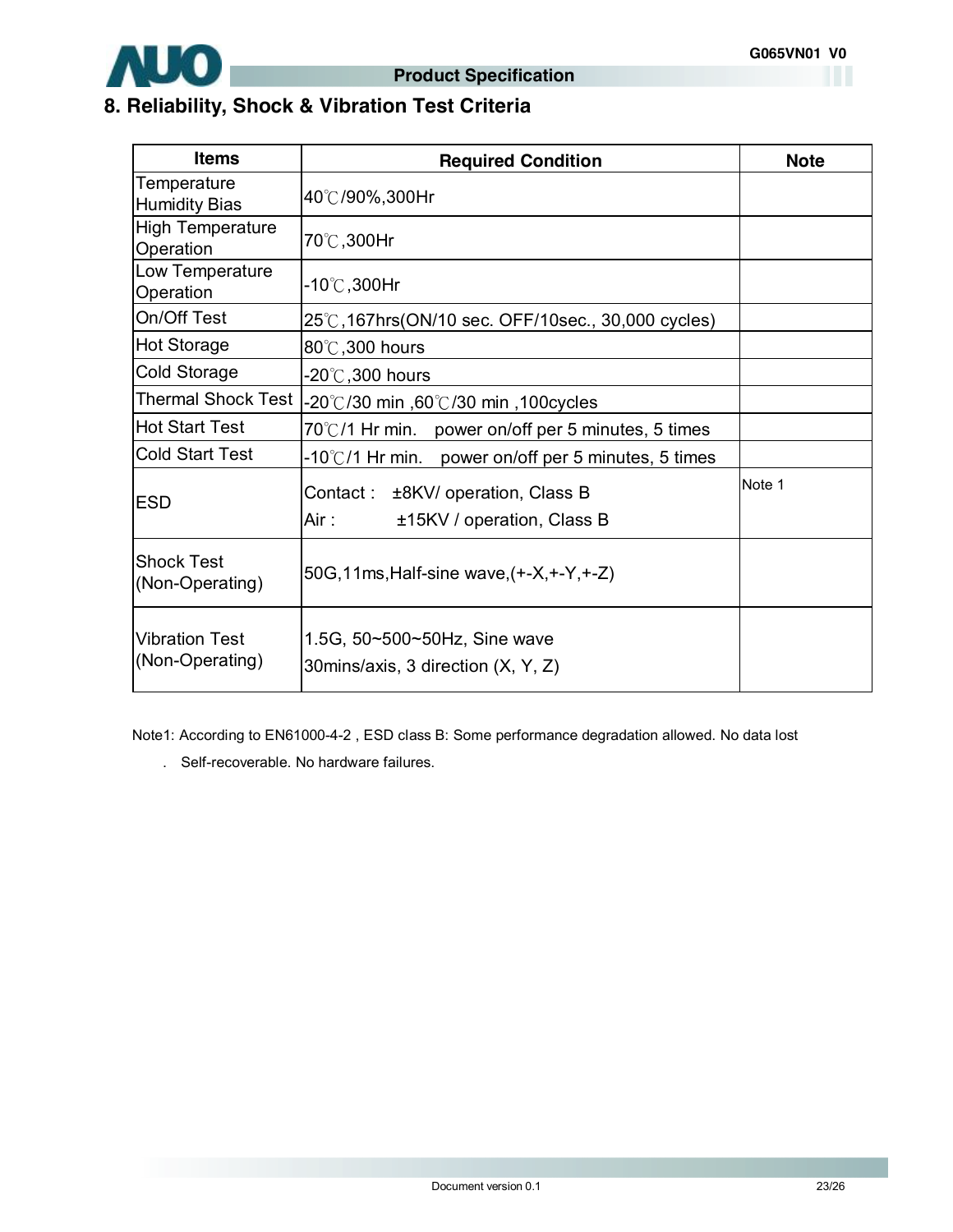## 8. Reliability, Shock & Vibration Test Criteria

| Items | Required Condition | Note |
|---|---|---|
| Temperature Humidity Bias | 40℃/90%,300Hr | |
| High Temperature Operation | 70℃,300Hr | |
| Low Temperature Operation | -10℃,300Hr | |
| On/Off Test | 25℃,167hrs(ON/10 sec. OFF/10sec., 30,000 cycles) | |
| Hot Storage | 80℃,300 hours | |
| Cold Storage | -20℃,300 hours | |
| Thermal Shock Test | -20℃/30 min ,60℃/30 min ,100cycles | |
| Hot Start Test | 70℃/1 Hr min. power on/off per 5 minutes, 5 times | |
| Cold Start Test | -10℃/1 Hr min. power on/off per 5 minutes, 5 times | |
| ESD | Contact : ±8KV/ operation, Class B<br>Air : ±15KV / operation, Class B | Note 1 |
| Shock Test (Non-Operating) | 50G,11ms,Half-sine wave,(+-X,+-Y,+-Z) | |
| Vibration Test (Non-Operating) | 1.5G, 50~500~50Hz, Sine wave<br>30mins/axis, 3 direction (X, Y, Z) | |

Note1: According to EN61000-4-2 , ESD class B: Some performance degradation allowed. No data lost

. Self-recoverable. No hardware failures.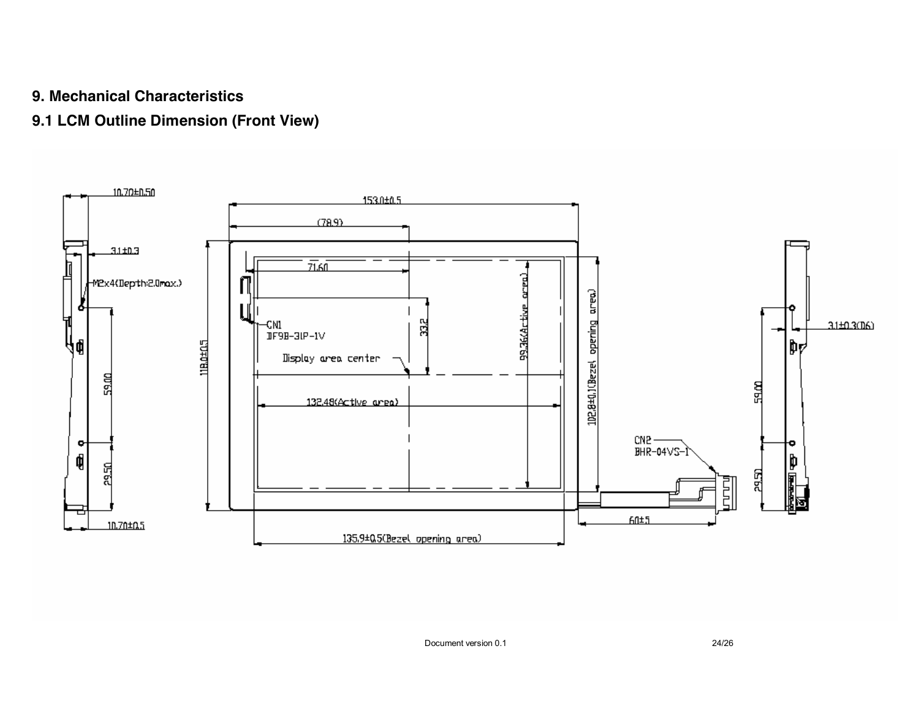# 9. Mechanical Characteristics

## 9.1 LCM Outline Dimension (Front View)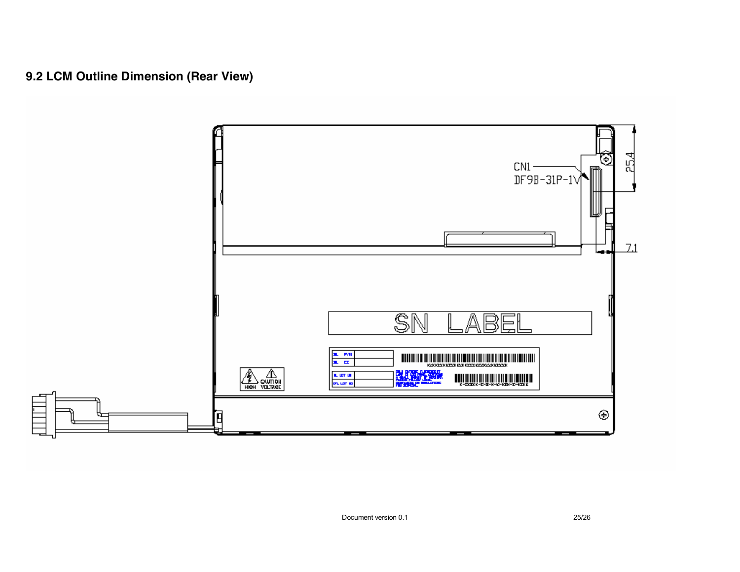## 9.2 LCM Outline Dimension (Rear View)

CN1
DF9B-31P-1V

25.4

7.1

SN LABEL

CAUTION
HIGH VOLTAGE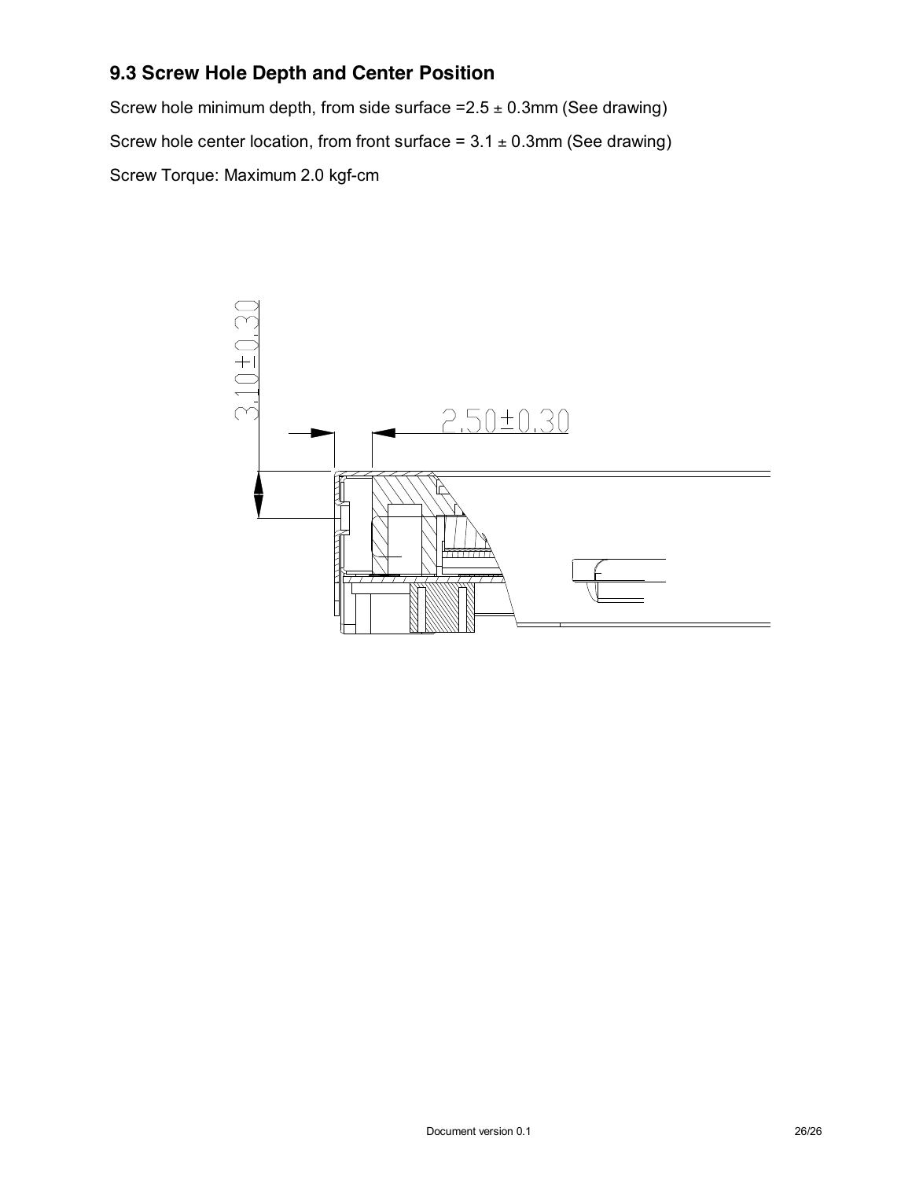## 9.3 Screw Hole Depth and Center Position

Screw hole minimum depth, from side surface =2.5 ± 0.3mm (See drawing)

Screw hole center location, from front surface = 3.1 ± 0.3mm (See drawing)

Screw Torque: Maximum 2.0 kgf-cm

3.10±0.30

2.50±0.30